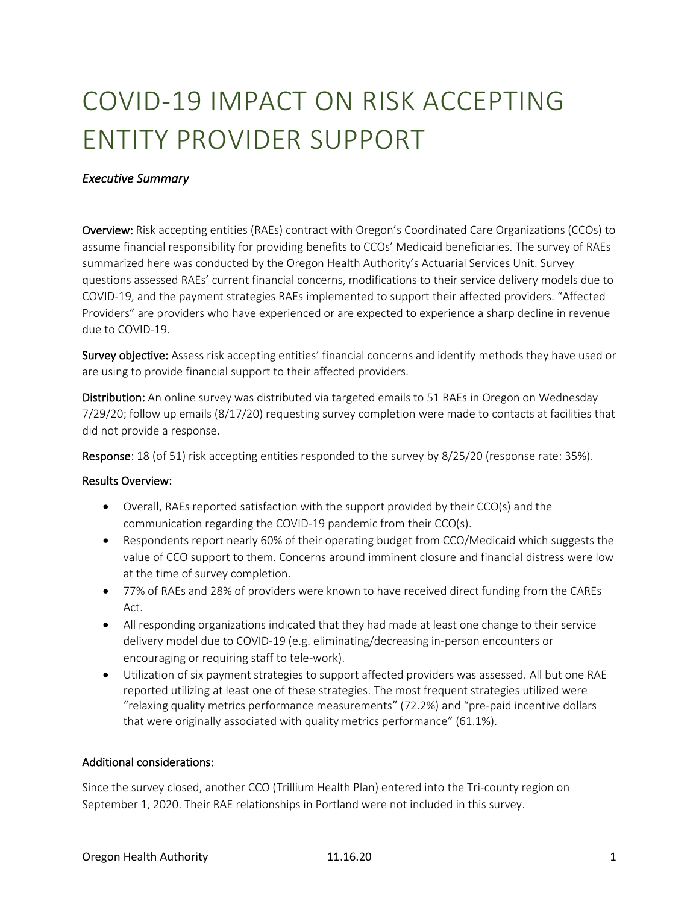# COVID-19 IMPACT ON RISK ACCEPTING ENTITY PROVIDER SUPPORT

*Executive Summary*

**Overview:** Risk accepting entities (RAEs) contract with Oregon's Coordinated Care Organizations (CCOs) to assume financial responsibility for providing benefits to CCOs' Medicaid beneficiaries. The survey of RAEs summarized here was conducted by the Oregon Health Authority's Actuarial Services Unit. Survey questions assessed RAEs' current financial concerns, modifications to their service delivery models due to COVID-19, and the payment strategies RAEs implemented to support their affected providers. "Affected Providers" are providers who have experienced or are expected to experience a sharp decline in revenue due to COVID-19.

**Survey objective:** Assess risk accepting entities' financial concerns and identify methods they have used or are using to provide financial support to their affected providers.

**Distribution:** An online survey was distributed via targeted emails to 51 RAEs in Oregon on Wednesday 7/29/20; follow up emails (8/17/20) requesting survey completion were made to contacts at facilities that did not provide a response.

**Response**: 18 (of 51) risk accepting entities responded to the survey by 8/25/20 (response rate: 35%).

**Results Overview:**

- Overall, RAEs reported satisfaction with the support provided by their CCO(s) and the communication regarding the COVID-19 pandemic from their CCO(s).
- Respondents report nearly 60% of their operating budget from CCO/Medicaid which suggests the value of CCO support to them. Concerns around imminent closure and financial distress were low at the time of survey completion.
- 77% of RAEs and 28% of providers were known to have received direct funding from the CAREs Act.
- All responding organizations indicated that they had made at least one change to their service delivery model due to COVID-19 (e.g. eliminating/decreasing in-person encounters or encouraging or requiring staff to tele-work).
- Utilization of six payment strategies to support affected providers was assessed. All but one RAE reported utilizing at least one of these strategies. The most frequent strategies utilized were "relaxing quality metrics performance measurements" (72.2%) and "pre-paid incentive dollars that were originally associated with quality metrics performance" (61.1%).

**Additional considerations:**

Since the survey closed, another CCO (Trillium Health Plan) entered into the Tri-county region on September 1, 2020. Their RAE relationships in Portland were not included in this survey.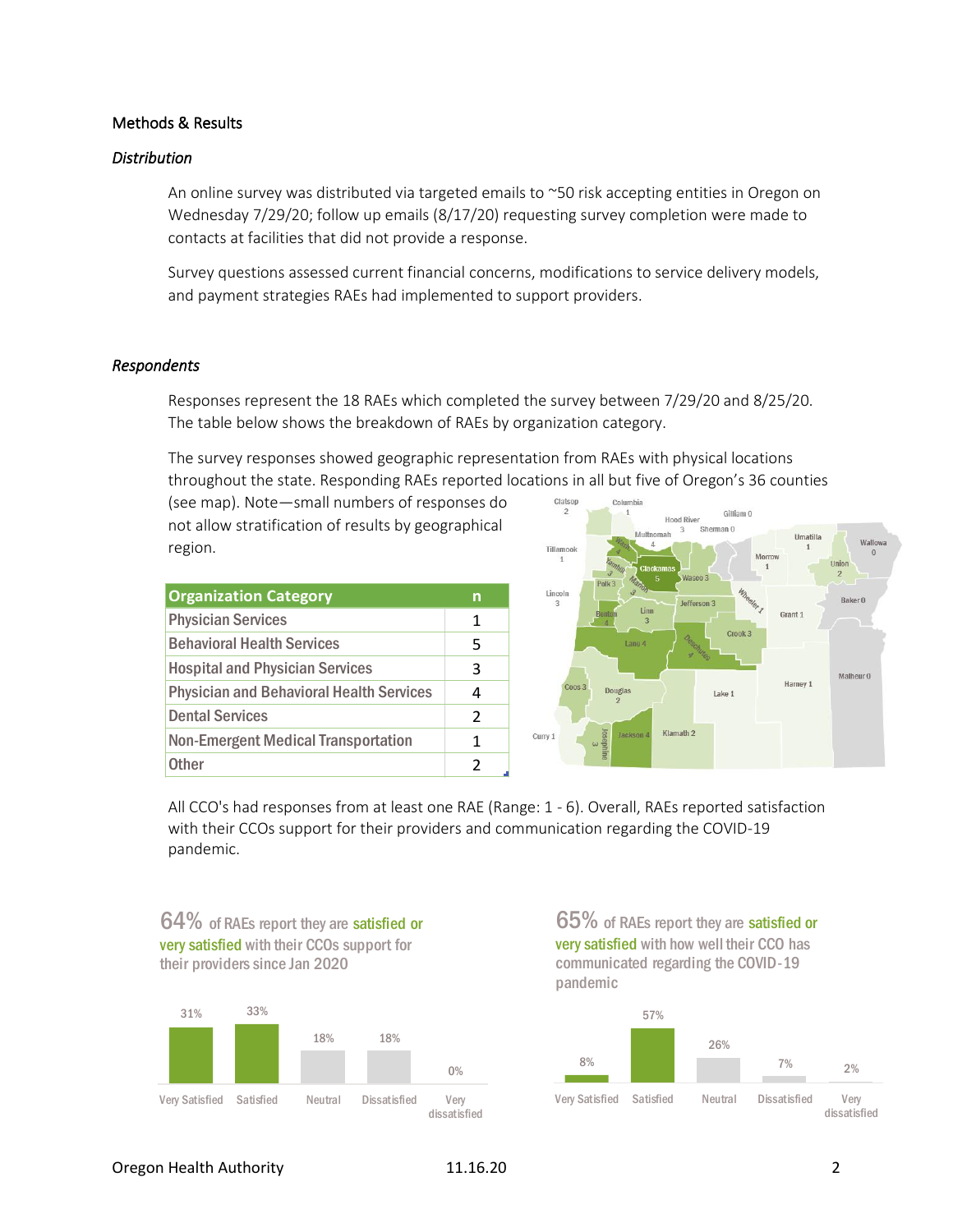## Methods & Results

### *Distribution*

An online survey was distributed via targeted emails to ~50 risk accepting entities in Oregon on Wednesday 7/29/20; follow up emails (8/17/20) requesting survey completion were made to contacts at facilities that did not provide a response.

Survey questions assessed current financial concerns, modifications to service delivery models, and payment strategies RAEs had implemented to support providers.

### *Respondents*

Responses represent the 18 RAEs which completed the survey between 7/29/20 and 8/25/20. The table below shows the breakdown of RAEs by organization category.

The survey responses showed geographic representation from RAEs with physical locations throughout the state. Responding RAEs reported locations in all but five of Oregon's 36 counties (see map). Note—small numbers of responses do not allow stratification of results by geographical region.

| Organization Category | n |
|---|---|
| Physician Services | 1 |
| Behavioral Health Services | 5 |
| Hospital and Physician Services | 3 |
| Physician and Behavioral Health Services | 4 |
| Dental Services | 2 |
| Non-Emergent Medical Transportation | 1 |
| Other | 2 |

Clatsop 2, Columbia 1, Hood River 3, Gilliam 0, Sherman 0, Multnomah 4, Umatilla 1, Wallowa 0, Tillamook 1, Washington 4, Morrow 1, Union 2, Yamhill 3, Clackamas 5, Wasco 3, Polk 3, Marion 3, Lincoln 3, Wheeler 1, Baker 0, Jefferson 3, Grant 1, Benton 4, Linn 3, Crook 3, Lane 4, Deschutes 4, Malheur 0, Harney 1, Coos 3, Douglas 2, Lake 1, Curry 1, Josephine 3, Jackson 4, Klamath 2

All CCO's had responses from at least one RAE (Range: 1 - 6). Overall, RAEs reported satisfaction with their CCOs support for their providers and communication regarding the COVID-19 pandemic.

**64%** of RAEs report they are satisfied or very satisfied with their CCOs support for their providers since Jan 2020

| Very Satisfied | Satisfied | Neutral | Dissatisfied | Very dissatisfied |
|---|---|---|---|---|
| 31% | 33% | 18% | 18% | 0% |

**65%** of RAEs report they are satisfied or very satisfied with how well their CCO has communicated regarding the COVID-19 pandemic

| Very Satisfied | Satisfied | Neutral | Dissatisfied | Very dissatisfied |
|---|---|---|---|---|
| 8% | 57% | 26% | 7% | 2% |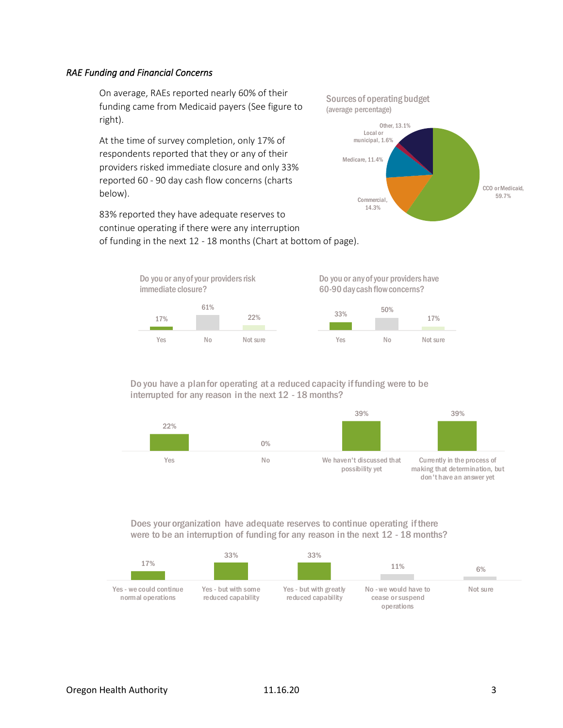*RAE Funding and Financial Concerns*

On average, RAEs reported nearly 60% of their funding came from Medicaid payers (See figure to right).

At the time of survey completion, only 17% of respondents reported that they or any of their providers risked immediate closure and only 33% reported 60 - 90 day cash flow concerns (charts below).

83% reported they have adequate reserves to continue operating if there were any interruption of funding in the next 12 - 18 months (Chart at bottom of page).

**Sources of operating budget**
(average percentage)

| Source | Percentage |
| --- | --- |
| CCO or Medicaid | 59.7% |
| Commercial | 14.3% |
| Medicare | 11.4% |
| Local or municipal | 1.6% |
| Other | 13.1% |

**Do you or any of your providers risk immediate closure?**

| Yes | No | Not sure |
| --- | --- | --- |
| 17% | 61% | 22% |

**Do you or any of your providers have 60-90 day cash flow concerns?**

| Yes | No | Not sure |
| --- | --- | --- |
| 33% | 50% | 17% |

**Do you have a plan for operating at a reduced capacity if funding were to be interrupted for any reason in the next 12 - 18 months?**

| Yes | No | We haven't discussed that possibility yet | Currently in the process of making that determination, but don't have an answer yet |
| --- | --- | --- | --- |
| 22% | 0% | 39% | 39% |

**Does your organization have adequate reserves to continue operating if there were to be an interruption of funding for any reason in the next 12 - 18 months?**

| Yes - we could continue normal operations | Yes - but with some reduced capability | Yes - but with greatly reduced capability | No - we would have to cease or suspend operations | Not sure |
| --- | --- | --- | --- | --- |
| 17% | 33% | 33% | 11% | 6% |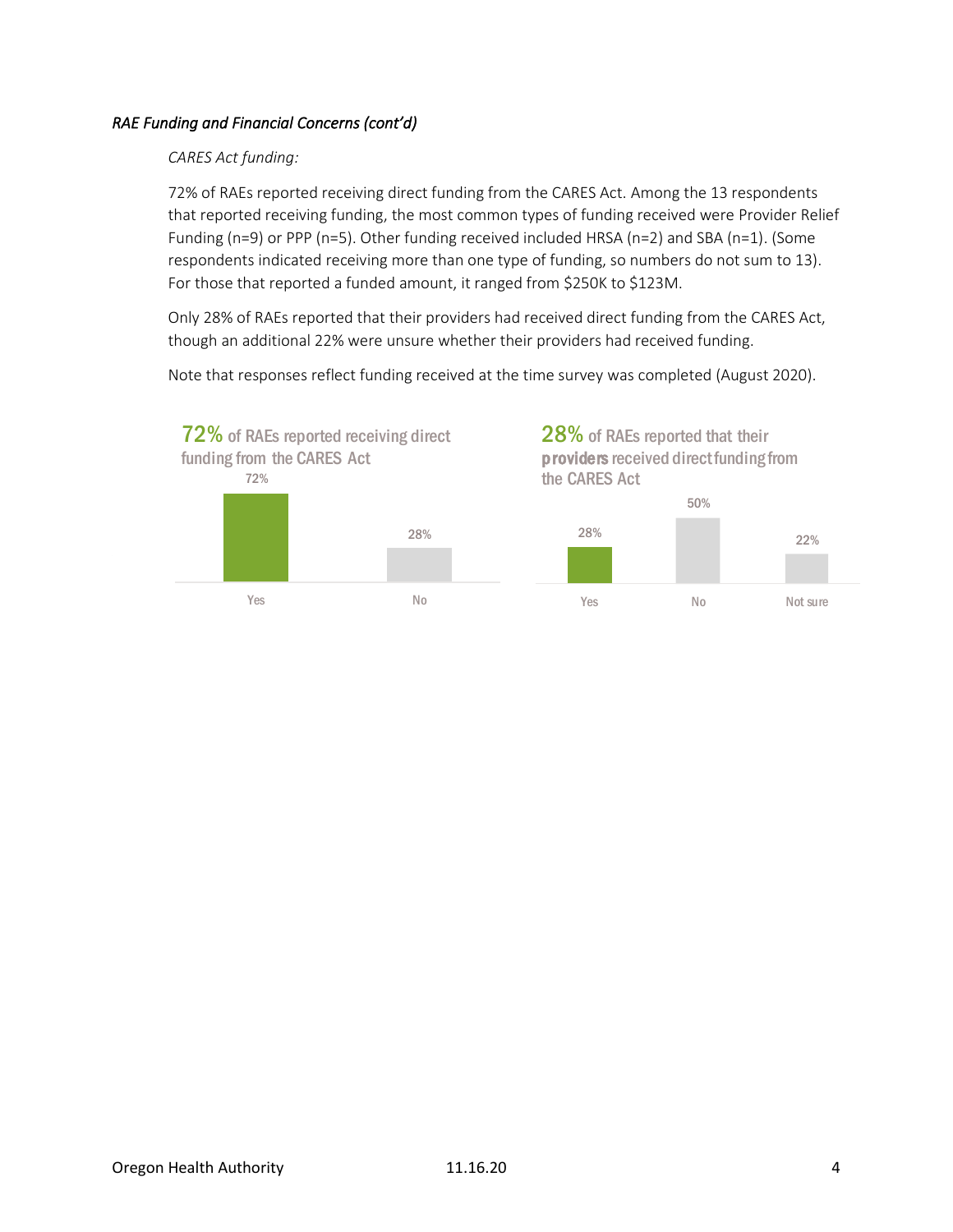*RAE Funding and Financial Concerns (cont'd)*

*CARES Act funding:*

72% of RAEs reported receiving direct funding from the CARES Act. Among the 13 respondents that reported receiving funding, the most common types of funding received were Provider Relief Funding (n=9) or PPP (n=5). Other funding received included HRSA (n=2) and SBA (n=1). (Some respondents indicated receiving more than one type of funding, so numbers do not sum to 13). For those that reported a funded amount, it ranged from $250K to $123M.

Only 28% of RAEs reported that their providers had received direct funding from the CARES Act, though an additional 22% were unsure whether their providers had received funding.

Note that responses reflect funding received at the time survey was completed (August 2020).

**72%** of RAEs reported receiving direct funding from the CARES Act

| Yes | No |
| --- | --- |
| 72% | 28% |

**28%** of RAEs reported that their **providers** received direct funding from the CARES Act

| Yes | No | Not sure |
| --- | --- | --- |
| 28% | 50% | 22% |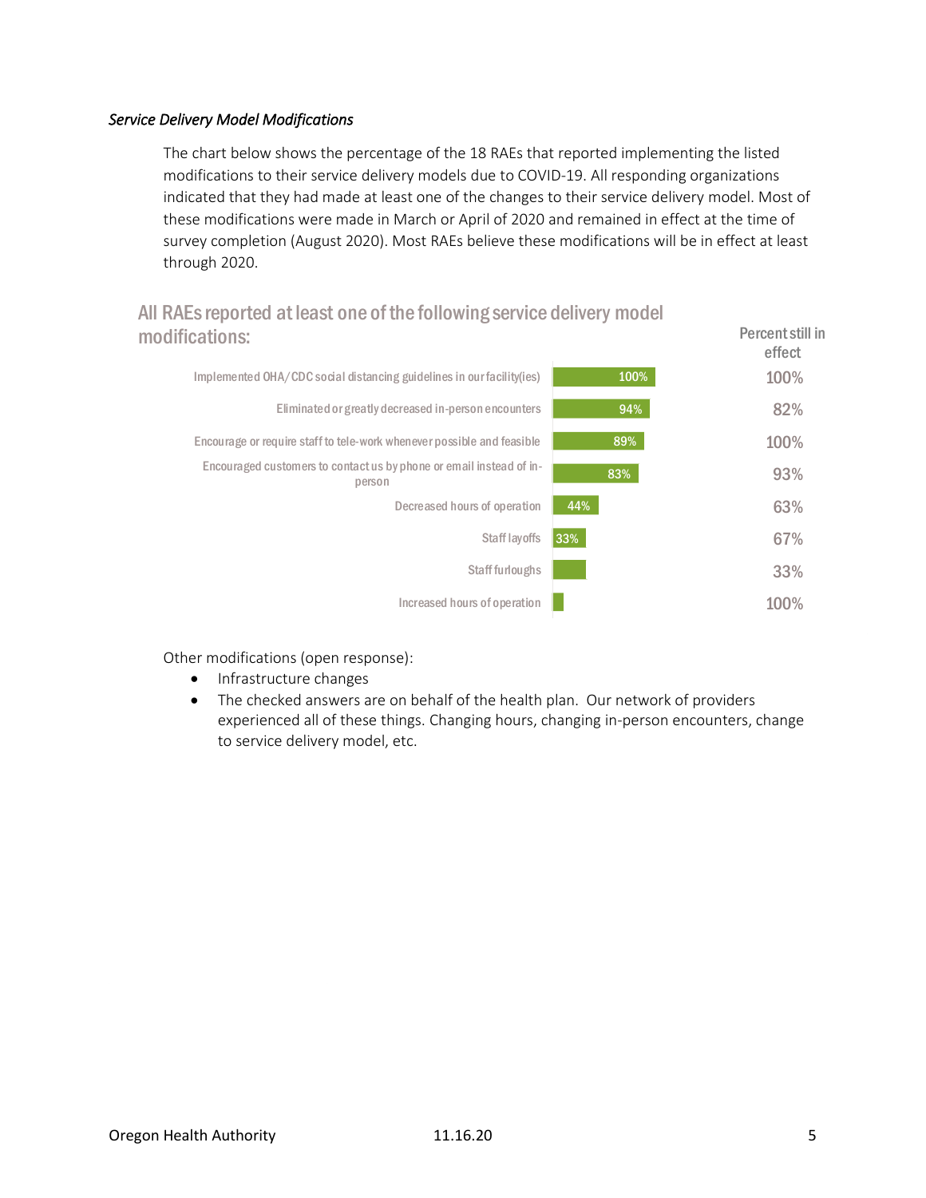*Service Delivery Model Modifications*

The chart below shows the percentage of the 18 RAEs that reported implementing the listed modifications to their service delivery models due to COVID-19. All responding organizations indicated that they had made at least one of the changes to their service delivery model. Most of these modifications were made in March or April of 2020 and remained in effect at the time of survey completion (August 2020). Most RAEs believe these modifications will be in effect at least through 2020.

**All RAEs reported at least one of the following service delivery model modifications:**

| Modification | Percent | Percent still in effect |
|---|---|---|
| Implemented OHA/CDC social distancing guidelines in our facility(ies) | 100% | 100% |
| Eliminated or greatly decreased in-person encounters | 94% | 82% |
| Encourage or require staff to tele-work whenever possible and feasible | 89% | 100% |
| Encouraged customers to contact us by phone or email instead of in-person | 83% | 93% |
| Decreased hours of operation | 44% | 63% |
| Staff layoffs | 33% | 67% |
| Staff furloughs | | 33% |
| Increased hours of operation | | 100% |

Other modifications (open response):

- Infrastructure changes
- The checked answers are on behalf of the health plan. Our network of providers experienced all of these things. Changing hours, changing in-person encounters, change to service delivery model, etc.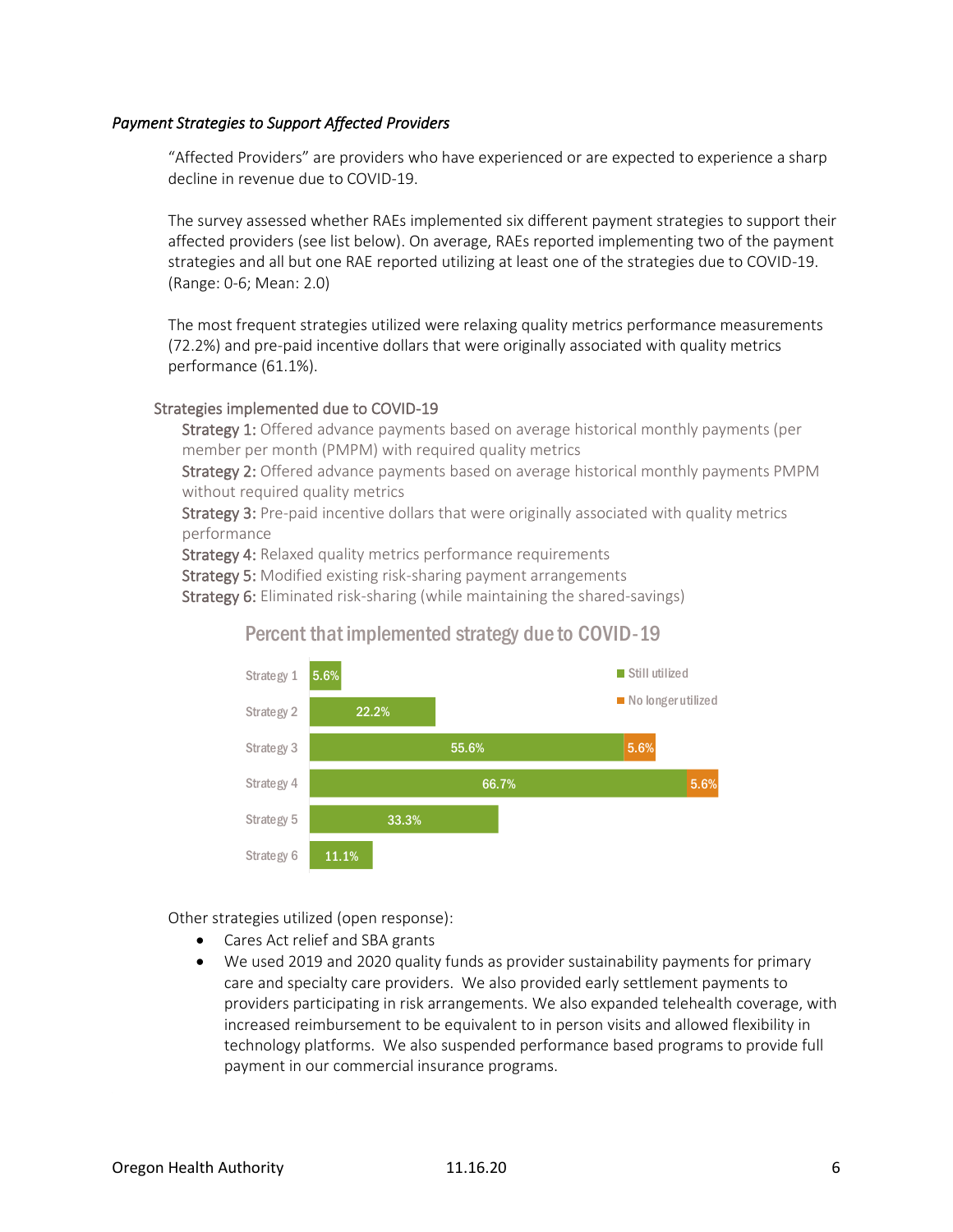*Payment Strategies to Support Affected Providers*

"Affected Providers" are providers who have experienced or are expected to experience a sharp decline in revenue due to COVID-19.

The survey assessed whether RAEs implemented six different payment strategies to support their affected providers (see list below). On average, RAEs reported implementing two of the payment strategies and all but one RAE reported utilizing at least one of the strategies due to COVID-19. (Range: 0-6; Mean: 2.0)

The most frequent strategies utilized were relaxing quality metrics performance measurements (72.2%) and pre-paid incentive dollars that were originally associated with quality metrics performance (61.1%).

Strategies implemented due to COVID-19

**Strategy 1:** Offered advance payments based on average historical monthly payments (per member per month (PMPM) with required quality metrics
**Strategy 2:** Offered advance payments based on average historical monthly payments PMPM without required quality metrics
**Strategy 3:** Pre-paid incentive dollars that were originally associated with quality metrics performance
**Strategy 4:** Relaxed quality metrics performance requirements
**Strategy 5:** Modified existing risk-sharing payment arrangements
**Strategy 6:** Eliminated risk-sharing (while maintaining the shared-savings)

Percent that implemented strategy due to COVID-19

| | Still utilized | No longer utilized |
|---|---|---|
| Strategy 1 | 5.6% | |
| Strategy 2 | 22.2% | |
| Strategy 3 | 55.6% | 5.6% |
| Strategy 4 | 66.7% | 5.6% |
| Strategy 5 | 33.3% | |
| Strategy 6 | 11.1% | |

Other strategies utilized (open response):

- Cares Act relief and SBA grants
- We used 2019 and 2020 quality funds as provider sustainability payments for primary care and specialty care providers. We also provided early settlement payments to providers participating in risk arrangements. We also expanded telehealth coverage, with increased reimbursement to be equivalent to in person visits and allowed flexibility in technology platforms. We also suspended performance based programs to provide full payment in our commercial insurance programs.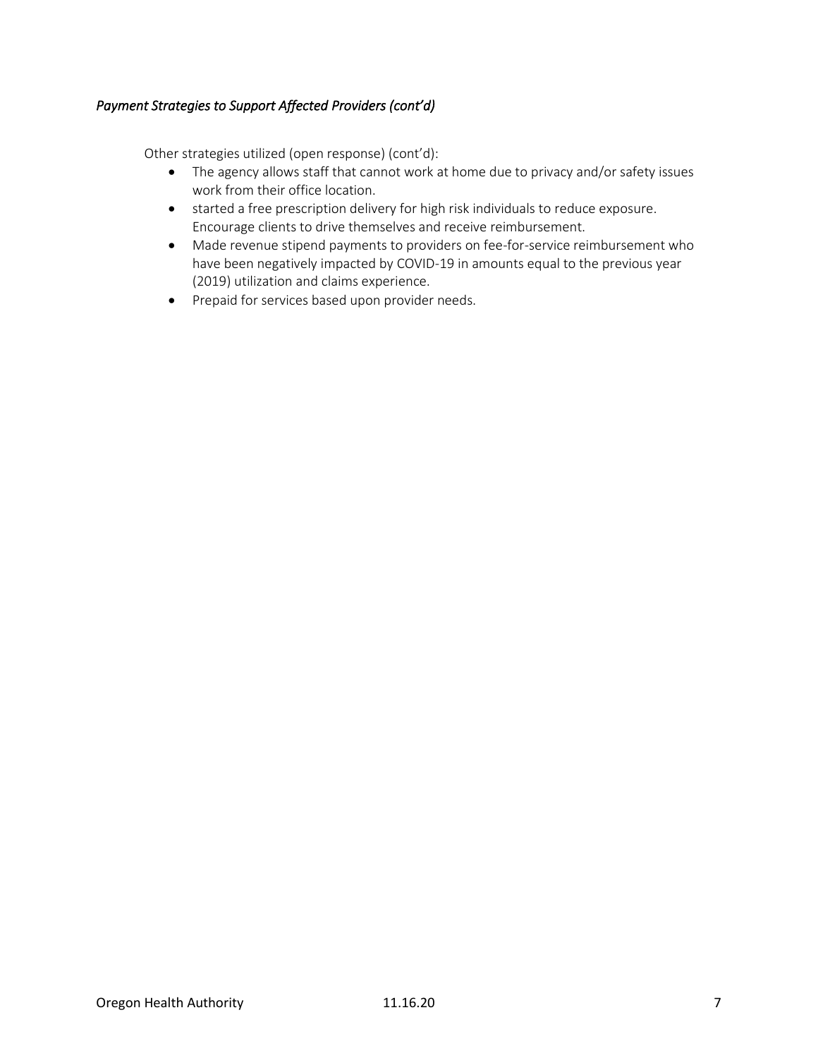### *Payment Strategies to Support Affected Providers (cont'd)*

Other strategies utilized (open response) (cont'd):

- The agency allows staff that cannot work at home due to privacy and/or safety issues work from their office location.
- started a free prescription delivery for high risk individuals to reduce exposure. Encourage clients to drive themselves and receive reimbursement.
- Made revenue stipend payments to providers on fee-for-service reimbursement who have been negatively impacted by COVID-19 in amounts equal to the previous year (2019) utilization and claims experience.
- Prepaid for services based upon provider needs.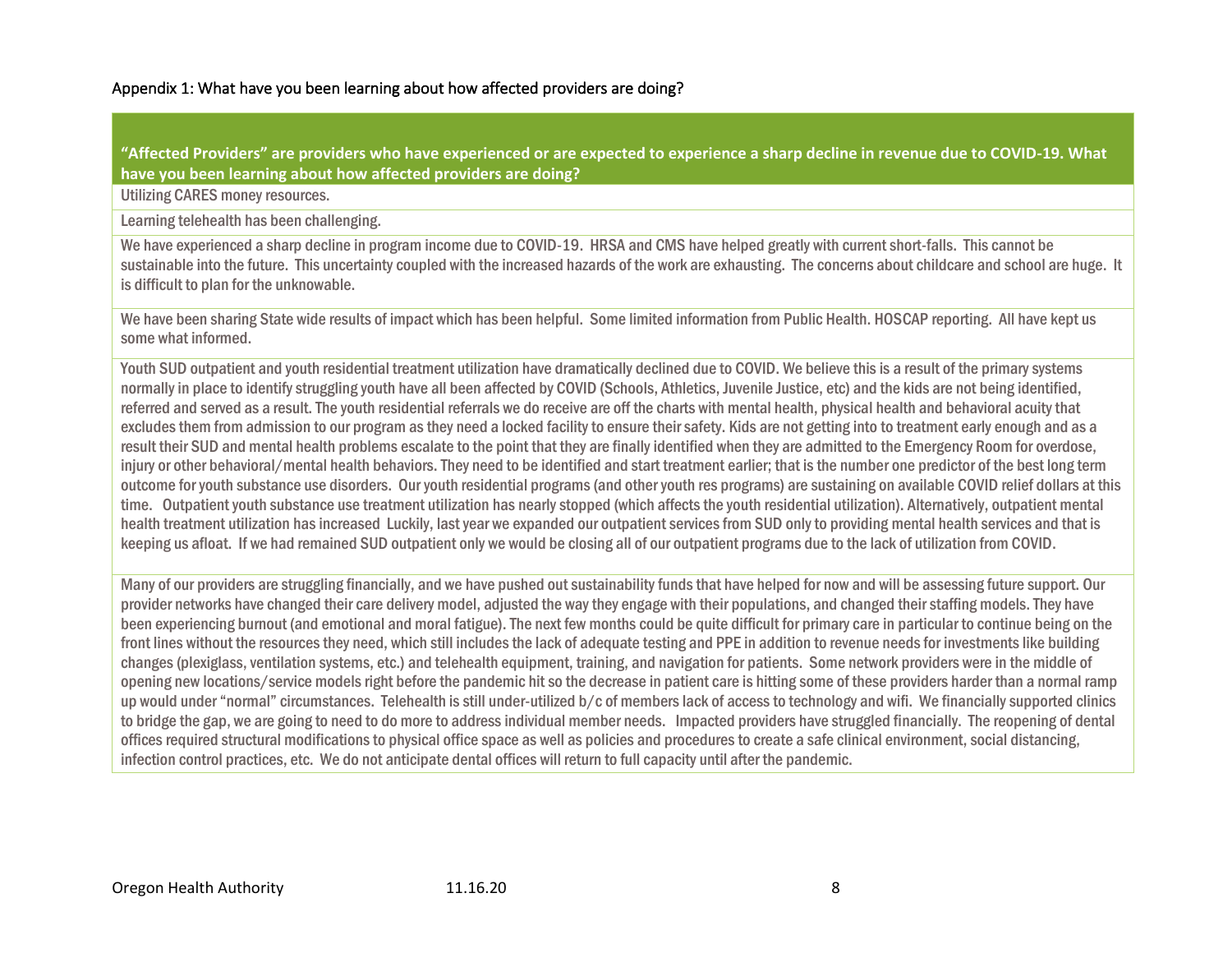Appendix 1: What have you been learning about how affected providers are doing?

| "Affected Providers" are providers who have experienced or are expected to experience a sharp decline in revenue due to COVID-19. What have you been learning about how affected providers are doing? |
|---|
| Utilizing CARES money resources. |
| Learning telehealth has been challenging. |
| We have experienced a sharp decline in program income due to COVID-19. HRSA and CMS have helped greatly with current short-falls. This cannot be sustainable into the future. This uncertainty coupled with the increased hazards of the work are exhausting. The concerns about childcare and school are huge. It is difficult to plan for the unknowable. |
| We have been sharing State wide results of impact which has been helpful. Some limited information from Public Health. HOSCAP reporting. All have kept us some what informed. |
| Youth SUD outpatient and youth residential treatment utilization have dramatically declined due to COVID. We believe this is a result of the primary systems normally in place to identify struggling youth have all been affected by COVID (Schools, Athletics, Juvenile Justice, etc) and the kids are not being identified, referred and served as a result. The youth residential referrals we do receive are off the charts with mental health, physical health and behavioral acuity that excludes them from admission to our program as they need a locked facility to ensure their safety. Kids are not getting into to treatment early enough and as a result their SUD and mental health problems escalate to the point that they are finally identified when they are admitted to the Emergency Room for overdose, injury or other behavioral/mental health behaviors. They need to be identified and start treatment earlier; that is the number one predictor of the best long term outcome for youth substance use disorders. Our youth residential programs (and other youth res programs) are sustaining on available COVID relief dollars at this time. Outpatient youth substance use treatment utilization has nearly stopped (which affects the youth residential utilization). Alternatively, outpatient mental health treatment utilization has increased Luckily, last year we expanded our outpatient services from SUD only to providing mental health services and that is keeping us afloat. If we had remained SUD outpatient only we would be closing all of our outpatient programs due to the lack of utilization from COVID. |
| Many of our providers are struggling financially, and we have pushed out sustainability funds that have helped for now and will be assessing future support. Our provider networks have changed their care delivery model, adjusted the way they engage with their populations, and changed their staffing models. They have been experiencing burnout (and emotional and moral fatigue). The next few months could be quite difficult for primary care in particular to continue being on the front lines without the resources they need, which still includes the lack of adequate testing and PPE in addition to revenue needs for investments like building changes (plexiglass, ventilation systems, etc.) and telehealth equipment, training, and navigation for patients. Some network providers were in the middle of opening new locations/service models right before the pandemic hit so the decrease in patient care is hitting some of these providers harder than a normal ramp up would under "normal" circumstances. Telehealth is still under-utilized b/c of members lack of access to technology and wifi. We financially supported clinics to bridge the gap, we are going to need to do more to address individual member needs. Impacted providers have struggled financially. The reopening of dental offices required structural modifications to physical office space as well as policies and procedures to create a safe clinical environment, social distancing, infection control practices, etc. We do not anticipate dental offices will return to full capacity until after the pandemic. |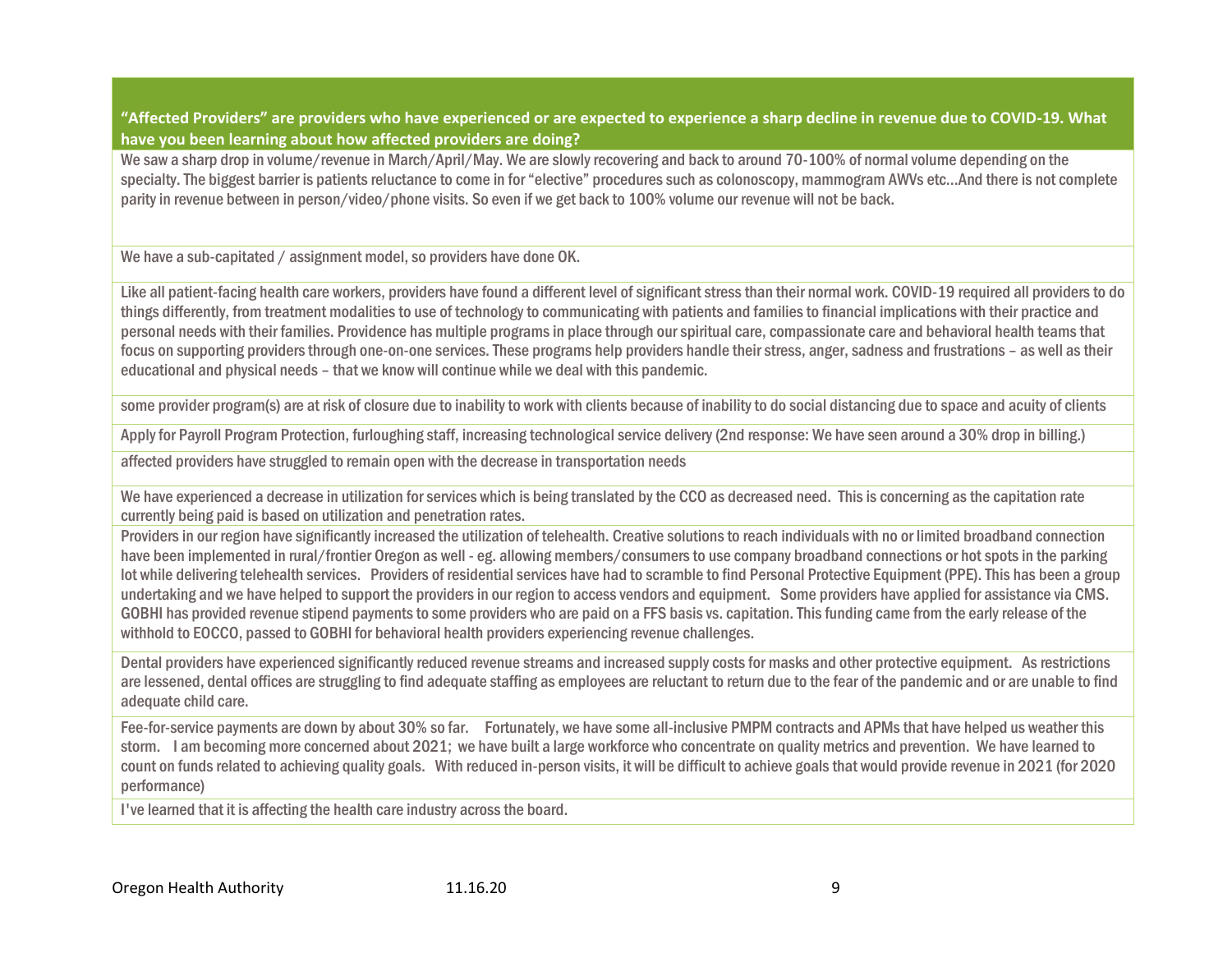| "Affected Providers" are providers who have experienced or are expected to experience a sharp decline in revenue due to COVID-19. What have you been learning about how affected providers are doing? |
| --- |
| We saw a sharp drop in volume/revenue in March/April/May. We are slowly recovering and back to around 70-100% of normal volume depending on the specialty. The biggest barrier is patients reluctance to come in for "elective" procedures such as colonoscopy, mammogram AWVs etc…And there is not complete parity in revenue between in person/video/phone visits. So even if we get back to 100% volume our revenue will not be back. |
| We have a sub-capitated / assignment model, so providers have done OK. |
| Like all patient-facing health care workers, providers have found a different level of significant stress than their normal work. COVID-19 required all providers to do things differently, from treatment modalities to use of technology to communicating with patients and families to financial implications with their practice and personal needs with their families. Providence has multiple programs in place through our spiritual care, compassionate care and behavioral health teams that focus on supporting providers through one-on-one services. These programs help providers handle their stress, anger, sadness and frustrations – as well as their educational and physical needs – that we know will continue while we deal with this pandemic. |
| some provider program(s) are at risk of closure due to inability to work with clients because of inability to do social distancing due to space and acuity of clients |
| Apply for Payroll Program Protection, furloughing staff, increasing technological service delivery (2nd response: We have seen around a 30% drop in billing.) |
| affected providers have struggled to remain open with the decrease in transportation needs |
| We have experienced a decrease in utilization for services which is being translated by the CCO as decreased need. This is concerning as the capitation rate currently being paid is based on utilization and penetration rates. |
| Providers in our region have significantly increased the utilization of telehealth. Creative solutions to reach individuals with no or limited broadband connection have been implemented in rural/frontier Oregon as well - eg. allowing members/consumers to use company broadband connections or hot spots in the parking lot while delivering telehealth services. Providers of residential services have had to scramble to find Personal Protective Equipment (PPE). This has been a group undertaking and we have helped to support the providers in our region to access vendors and equipment. Some providers have applied for assistance via CMS. GOBHI has provided revenue stipend payments to some providers who are paid on a FFS basis vs. capitation. This funding came from the early release of the withhold to EOCCO, passed to GOBHI for behavioral health providers experiencing revenue challenges. |
| Dental providers have experienced significantly reduced revenue streams and increased supply costs for masks and other protective equipment. As restrictions are lessened, dental offices are struggling to find adequate staffing as employees are reluctant to return due to the fear of the pandemic and or are unable to find adequate child care. |
| Fee-for-service payments are down by about 30% so far. Fortunately, we have some all-inclusive PMPM contracts and APMs that have helped us weather this storm. I am becoming more concerned about 2021; we have built a large workforce who concentrate on quality metrics and prevention. We have learned to count on funds related to achieving quality goals. With reduced in-person visits, it will be difficult to achieve goals that would provide revenue in 2021 (for 2020 performance) |
| I've learned that it is affecting the health care industry across the board. |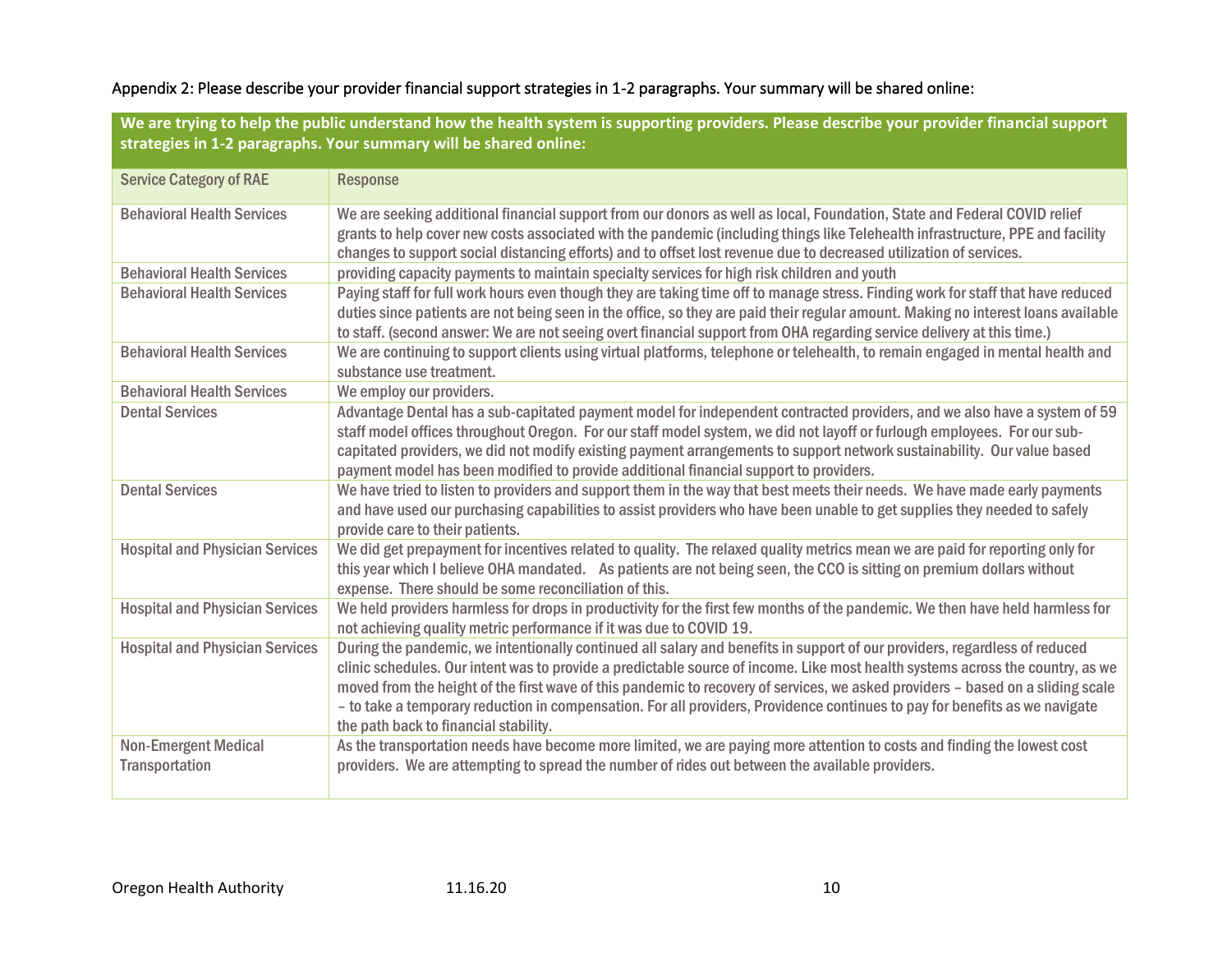Appendix 2: Please describe your provider financial support strategies in 1-2 paragraphs. Your summary will be shared online:

| **We are trying to help the public understand how the health system is supporting providers. Please describe your provider financial support strategies in 1-2 paragraphs. Your summary will be shared online:** | |
|---|---|
| Service Category of RAE | Response |
| Behavioral Health Services | We are seeking additional financial support from our donors as well as local, Foundation, State and Federal COVID relief grants to help cover new costs associated with the pandemic (including things like Telehealth infrastructure, PPE and facility changes to support social distancing efforts) and to offset lost revenue due to decreased utilization of services. |
| Behavioral Health Services | providing capacity payments to maintain specialty services for high risk children and youth |
| Behavioral Health Services | Paying staff for full work hours even though they are taking time off to manage stress. Finding work for staff that have reduced duties since patients are not being seen in the office, so they are paid their regular amount. Making no interest loans available to staff. (second answer: We are not seeing overt financial support from OHA regarding service delivery at this time.) |
| Behavioral Health Services | We are continuing to support clients using virtual platforms, telephone or telehealth, to remain engaged in mental health and substance use treatment. |
| Behavioral Health Services | We employ our providers. |
| Dental Services | Advantage Dental has a sub-capitated payment model for independent contracted providers, and we also have a system of 59 staff model offices throughout Oregon. For our staff model system, we did not layoff or furlough employees. For our sub-capitated providers, we did not modify existing payment arrangements to support network sustainability. Our value based payment model has been modified to provide additional financial support to providers. |
| Dental Services | We have tried to listen to providers and support them in the way that best meets their needs. We have made early payments and have used our purchasing capabilities to assist providers who have been unable to get supplies they needed to safely provide care to their patients. |
| Hospital and Physician Services | We did get prepayment for incentives related to quality. The relaxed quality metrics mean we are paid for reporting only for this year which I believe OHA mandated. As patients are not being seen, the CCO is sitting on premium dollars without expense. There should be some reconciliation of this. |
| Hospital and Physician Services | We held providers harmless for drops in productivity for the first few months of the pandemic. We then have held harmless for not achieving quality metric performance if it was due to COVID 19. |
| Hospital and Physician Services | During the pandemic, we intentionally continued all salary and benefits in support of our providers, regardless of reduced clinic schedules. Our intent was to provide a predictable source of income. Like most health systems across the country, as we moved from the height of the first wave of this pandemic to recovery of services, we asked providers – based on a sliding scale – to take a temporary reduction in compensation. For all providers, Providence continues to pay for benefits as we navigate the path back to financial stability. |
| Non-Emergent Medical Transportation | As the transportation needs have become more limited, we are paying more attention to costs and finding the lowest cost providers. We are attempting to spread the number of rides out between the available providers. |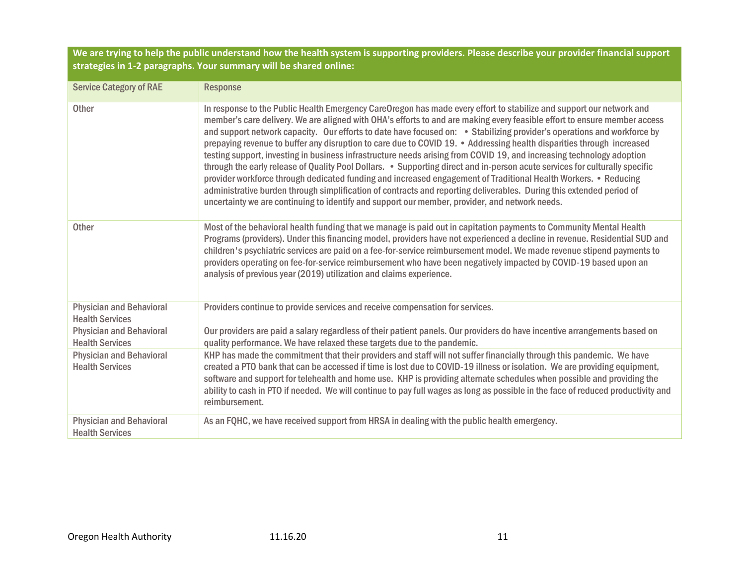| We are trying to help the public understand how the health system is supporting providers. Please describe your provider financial support strategies in 1-2 paragraphs. Your summary will be shared online: | |
|---|---|
| Service Category of RAE | Response |
| Other | In response to the Public Health Emergency CareOregon has made every effort to stabilize and support our network and member's care delivery. We are aligned with OHA's efforts to and are making every feasible effort to ensure member access and support network capacity. Our efforts to date have focused on: • Stabilizing provider's operations and workforce by prepaying revenue to buffer any disruption to care due to COVID 19. • Addressing health disparities through increased testing support, investing in business infrastructure needs arising from COVID 19, and increasing technology adoption through the early release of Quality Pool Dollars. • Supporting direct and in-person acute services for culturally specific provider workforce through dedicated funding and increased engagement of Traditional Health Workers. • Reducing administrative burden through simplification of contracts and reporting deliverables. During this extended period of uncertainty we are continuing to identify and support our member, provider, and network needs. |
| Other | Most of the behavioral health funding that we manage is paid out in capitation payments to Community Mental Health Programs (providers). Under this financing model, providers have not experienced a decline in revenue. Residential SUD and children's psychiatric services are paid on a fee-for-service reimbursement model. We made revenue stipend payments to providers operating on fee-for-service reimbursement who have been negatively impacted by COVID-19 based upon an analysis of previous year (2019) utilization and claims experience. |
| Physician and Behavioral Health Services | Providers continue to provide services and receive compensation for services. |
| Physician and Behavioral Health Services | Our providers are paid a salary regardless of their patient panels. Our providers do have incentive arrangements based on quality performance. We have relaxed these targets due to the pandemic. |
| Physician and Behavioral Health Services | KHP has made the commitment that their providers and staff will not suffer financially through this pandemic. We have created a PTO bank that can be accessed if time is lost due to COVID-19 illness or isolation. We are providing equipment, software and support for telehealth and home use. KHP is providing alternate schedules when possible and providing the ability to cash in PTO if needed. We will continue to pay full wages as long as possible in the face of reduced productivity and reimbursement. |
| Physician and Behavioral Health Services | As an FQHC, we have received support from HRSA in dealing with the public health emergency. |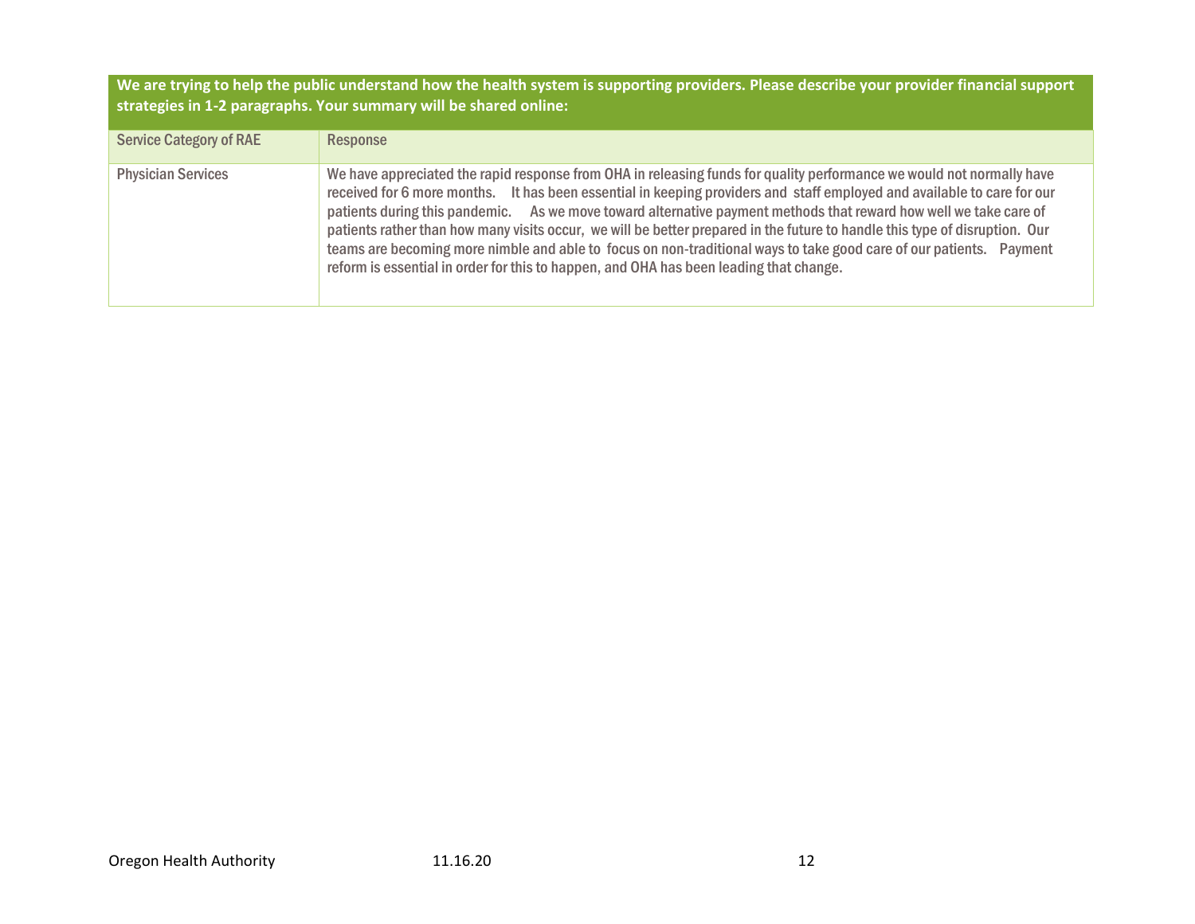| We are trying to help the public understand how the health system is supporting providers. Please describe your provider financial support strategies in 1-2 paragraphs. Your summary will be shared online: | |
|---|---|
| Service Category of RAE | Response |
| Physician Services | We have appreciated the rapid response from OHA in releasing funds for quality performance we would not normally have received for 6 more months. It has been essential in keeping providers and staff employed and available to care for our patients during this pandemic. As we move toward alternative payment methods that reward how well we take care of patients rather than how many visits occur, we will be better prepared in the future to handle this type of disruption. Our teams are becoming more nimble and able to focus on non-traditional ways to take good care of our patients. Payment reform is essential in order for this to happen, and OHA has been leading that change. |